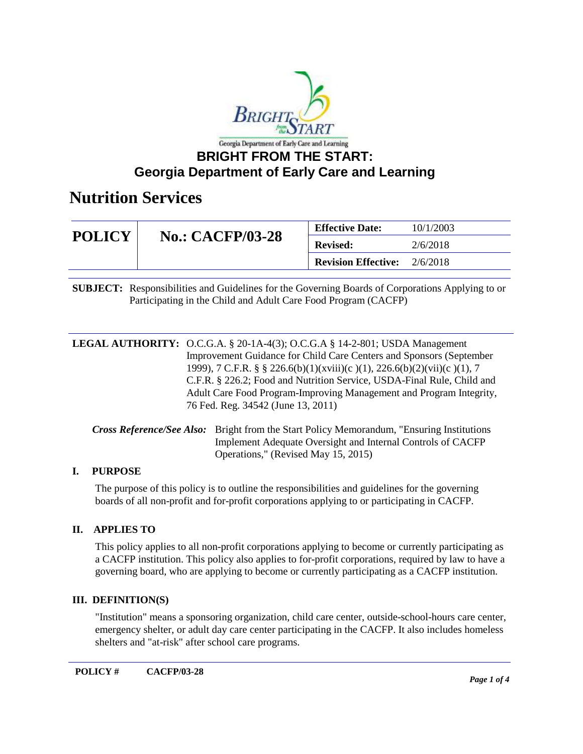# BRIGHT FROM THE START: Georgia Department of Early Care and Learning

## Nutrition Services

| POLICY | No.: CACFP/03-28 | Effective Date: | 10/1/2003 |
|---|---|---|---|
| | | Revised: | 2/6/2018 |
| | | Revision Effective: | 2/6/2018 |

**SUBJECT:** Responsibilities and Guidelines for the Governing Boards of Corporations Applying to or Participating in the Child and Adult Care Food Program (CACFP)

**LEGAL AUTHORITY:** O.C.G.A. § 20-1A-4(3); O.C.G.A § 14-2-801; USDA Management Improvement Guidance for Child Care Centers and Sponsors (September 1999), 7 C.F.R. § § 226.6(b)(1)(xviii)(c )(1), 226.6(b)(2)(vii)(c )(1), 7 C.F.R. § 226.2; Food and Nutrition Service, USDA-Final Rule, Child and Adult Care Food Program-Improving Management and Program Integrity, 76 Fed. Reg. 34542 (June 13, 2011)

***Cross Reference/See Also:*** Bright from the Start Policy Memorandum, "Ensuring Institutions Implement Adequate Oversight and Internal Controls of CACFP Operations," (Revised May 15, 2015)

### I. PURPOSE

The purpose of this policy is to outline the responsibilities and guidelines for the governing boards of all non-profit and for-profit corporations applying to or participating in CACFP.

### II. APPLIES TO

This policy applies to all non-profit corporations applying to become or currently participating as a CACFP institution. This policy also applies to for-profit corporations, required by law to have a governing board, who are applying to become or currently participating as a CACFP institution.

### III. DEFINITION(S)

"Institution" means a sponsoring organization, child care center, outside-school-hours care center, emergency shelter, or adult day care center participating in the CACFP. It also includes homeless shelters and "at-risk" after school care programs.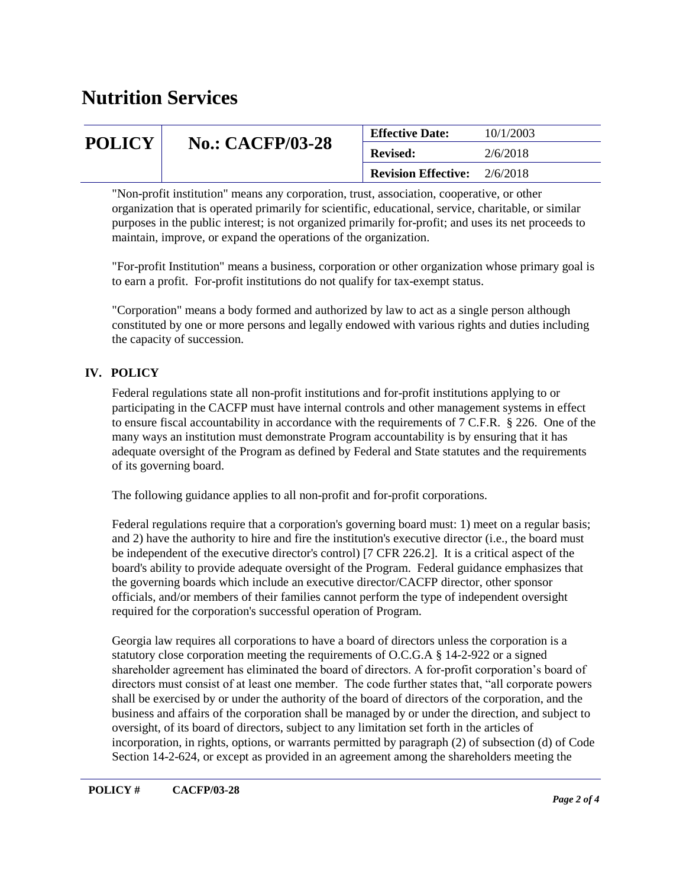"Non-profit institution" means any corporation, trust, association, cooperative, or other organization that is operated primarily for scientific, educational, service, charitable, or similar purposes in the public interest; is not organized primarily for-profit; and uses its net proceeds to maintain, improve, or expand the operations of the organization.

"For-profit Institution" means a business, corporation or other organization whose primary goal is to earn a profit. For-profit institutions do not qualify for tax-exempt status.

"Corporation" means a body formed and authorized by law to act as a single person although constituted by one or more persons and legally endowed with various rights and duties including the capacity of succession.

## IV. POLICY

Federal regulations state all non-profit institutions and for-profit institutions applying to or participating in the CACFP must have internal controls and other management systems in effect to ensure fiscal accountability in accordance with the requirements of 7 C.F.R. § 226. One of the many ways an institution must demonstrate Program accountability is by ensuring that it has adequate oversight of the Program as defined by Federal and State statutes and the requirements of its governing board.

The following guidance applies to all non-profit and for-profit corporations.

Federal regulations require that a corporation's governing board must: 1) meet on a regular basis; and 2) have the authority to hire and fire the institution's executive director (i.e., the board must be independent of the executive director's control) [7 CFR 226.2]. It is a critical aspect of the board's ability to provide adequate oversight of the Program. Federal guidance emphasizes that the governing boards which include an executive director/CACFP director, other sponsor officials, and/or members of their families cannot perform the type of independent oversight required for the corporation's successful operation of Program.

Georgia law requires all corporations to have a board of directors unless the corporation is a statutory close corporation meeting the requirements of O.C.G.A § 14-2-922 or a signed shareholder agreement has eliminated the board of directors. A for-profit corporation's board of directors must consist of at least one member. The code further states that, "all corporate powers shall be exercised by or under the authority of the board of directors of the corporation, and the business and affairs of the corporation shall be managed by or under the direction, and subject to oversight, of its board of directors, subject to any limitation set forth in the articles of incorporation, in rights, options, or warrants permitted by paragraph (2) of subsection (d) of Code Section 14-2-624, or except as provided in an agreement among the shareholders meeting the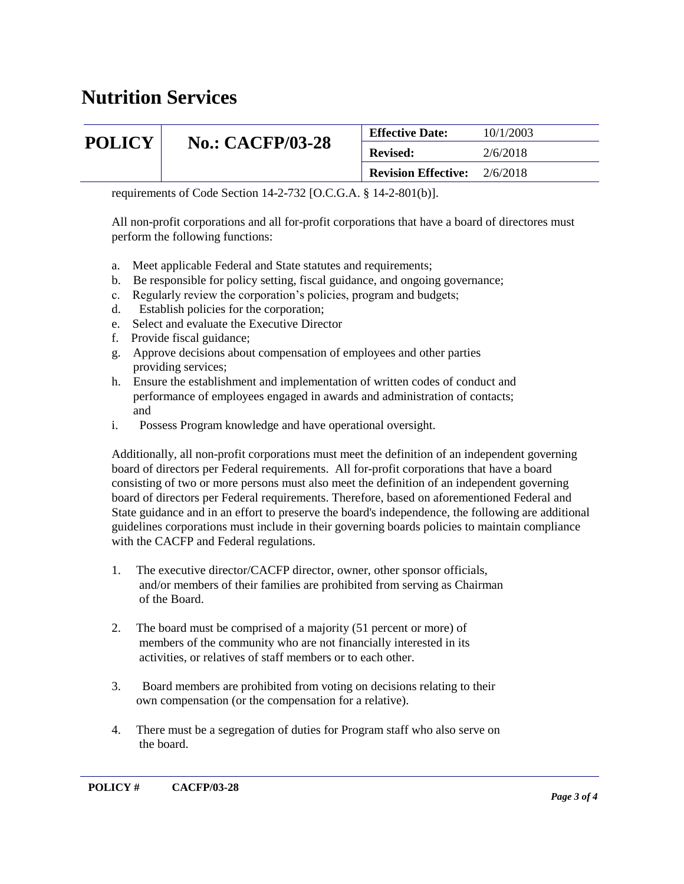requirements of Code Section 14-2-732 [O.C.G.A. § 14-2-801(b)].

All non-profit corporations and all for-profit corporations that have a board of directores must perform the following functions:

a. Meet applicable Federal and State statutes and requirements;
b. Be responsible for policy setting, fiscal guidance, and ongoing governance;
c. Regularly review the corporation's policies, program and budgets;
d. Establish policies for the corporation;
e. Select and evaluate the Executive Director
f. Provide fiscal guidance;
g. Approve decisions about compensation of employees and other parties providing services;
h. Ensure the establishment and implementation of written codes of conduct and performance of employees engaged in awards and administration of contacts; and
i. Possess Program knowledge and have operational oversight.

Additionally, all non-profit corporations must meet the definition of an independent governing board of directors per Federal requirements. All for-profit corporations that have a board consisting of two or more persons must also meet the definition of an independent governing board of directors per Federal requirements. Therefore, based on aforementioned Federal and State guidance and in an effort to preserve the board's independence, the following are additional guidelines corporations must include in their governing boards policies to maintain compliance with the CACFP and Federal regulations.

1. The executive director/CACFP director, owner, other sponsor officials, and/or members of their families are prohibited from serving as Chairman of the Board.

2. The board must be comprised of a majority (51 percent or more) of members of the community who are not financially interested in its activities, or relatives of staff members or to each other.

3. Board members are prohibited from voting on decisions relating to their own compensation (or the compensation for a relative).

4. There must be a segregation of duties for Program staff who also serve on the board.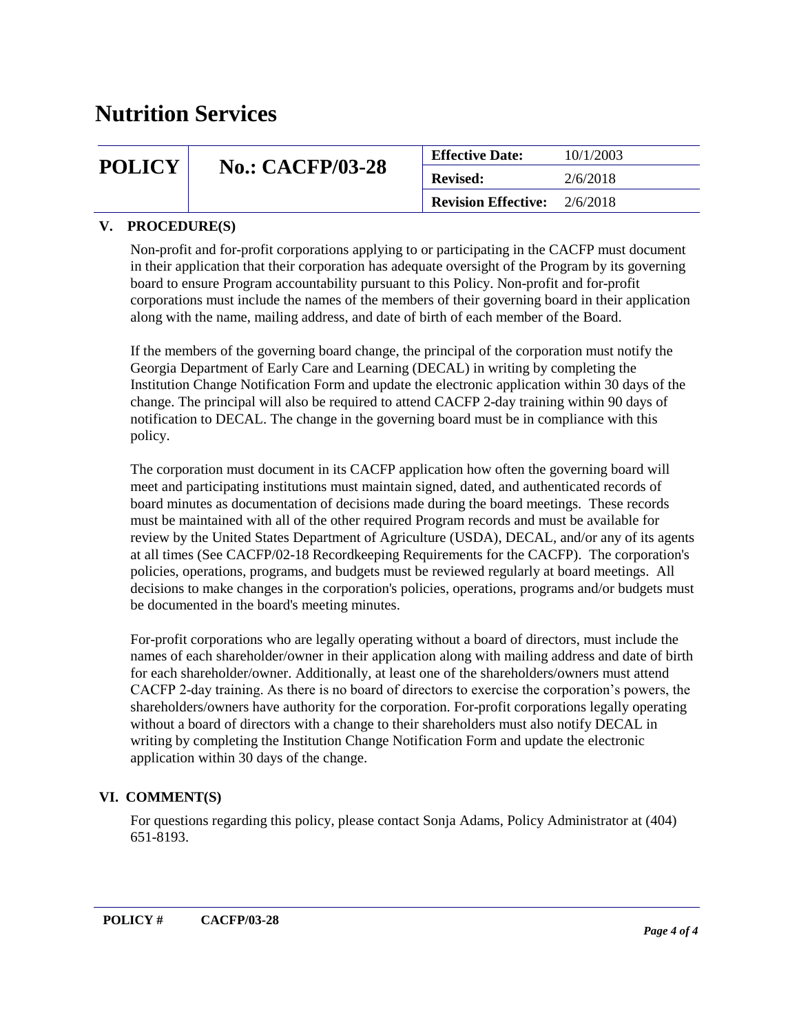# Nutrition Services

| POLICY | No.: CACFP/03-28 | Effective Date: | 10/1/2003 |
| --- | --- | --- | --- |
| | | Revised: | 2/6/2018 |
| | | Revision Effective: | 2/6/2018 |

## V. PROCEDURE(S)

Non-profit and for-profit corporations applying to or participating in the CACFP must document in their application that their corporation has adequate oversight of the Program by its governing board to ensure Program accountability pursuant to this Policy. Non-profit and for-profit corporations must include the names of the members of their governing board in their application along with the name, mailing address, and date of birth of each member of the Board.

If the members of the governing board change, the principal of the corporation must notify the Georgia Department of Early Care and Learning (DECAL) in writing by completing the Institution Change Notification Form and update the electronic application within 30 days of the change. The principal will also be required to attend CACFP 2-day training within 90 days of notification to DECAL. The change in the governing board must be in compliance with this policy.

The corporation must document in its CACFP application how often the governing board will meet and participating institutions must maintain signed, dated, and authenticated records of board minutes as documentation of decisions made during the board meetings. These records must be maintained with all of the other required Program records and must be available for review by the United States Department of Agriculture (USDA), DECAL, and/or any of its agents at all times (See CACFP/02-18 Recordkeeping Requirements for the CACFP). The corporation's policies, operations, programs, and budgets must be reviewed regularly at board meetings. All decisions to make changes in the corporation's policies, operations, programs and/or budgets must be documented in the board's meeting minutes.

For-profit corporations who are legally operating without a board of directors, must include the names of each shareholder/owner in their application along with mailing address and date of birth for each shareholder/owner. Additionally, at least one of the shareholders/owners must attend CACFP 2-day training. As there is no board of directors to exercise the corporation's powers, the shareholders/owners have authority for the corporation. For-profit corporations legally operating without a board of directors with a change to their shareholders must also notify DECAL in writing by completing the Institution Change Notification Form and update the electronic application within 30 days of the change.

## VI. COMMENT(S)

For questions regarding this policy, please contact Sonja Adams, Policy Administrator at (404) 651-8193.